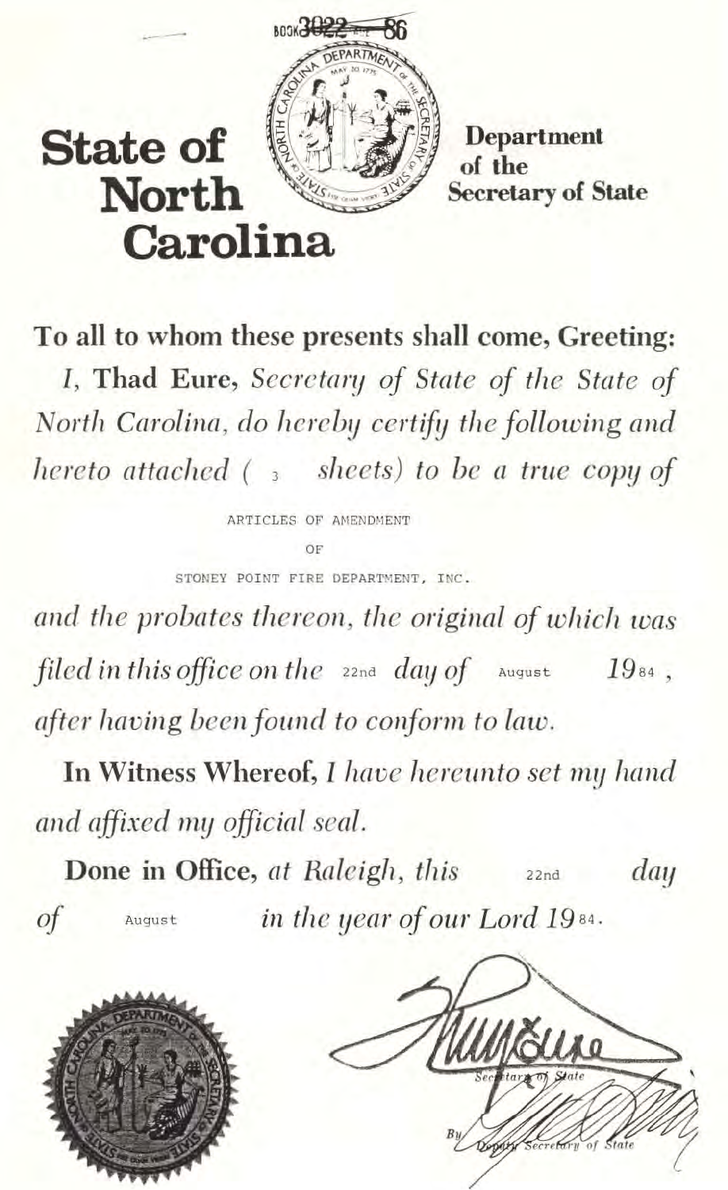BOOK 3022 PAGE 86

# State of North Carolina

**Department of the Secretary of State**

**To all to whom these presents shall come, Greeting:**

*I,* **Thad Eure,** *Secretary of State of the State of North Carolina, do hereby certify the following and hereto attached (* 3 *sheets) to be a true copy of*

ARTICLES OF AMENDMENT

OF

STONEY POINT FIRE DEPARTMENT, INC.

*and the probates thereon, the original of which was filed in this office on the* 22nd *day of* August *19*84, *after having been found to conform to law.*

**In Witness Whereof,** *I have hereunto set my hand and affixed my official seal.*

**Done in Office,** *at Raleigh, this* 22nd *day of* August *in the year of our Lord 19*84.

Secretary of State

By Deputy Secretary of State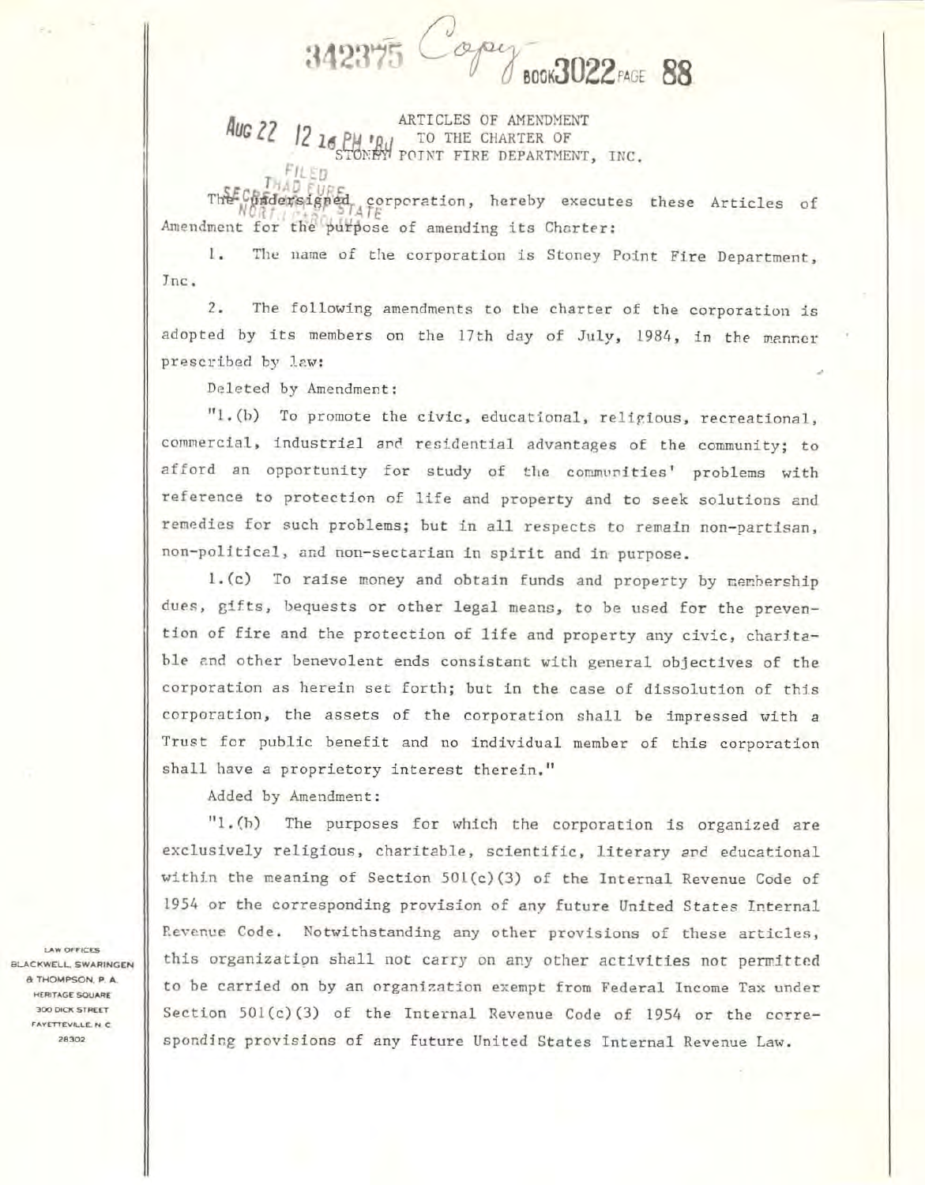342375 *Copy* BOOK 3022 PAGE 88

AUG 22 12 16 PM '84

FILED
THAD EURE
SECRETARY OF STATE
NORTH CAROLINA

ARTICLES OF AMENDMENT
TO THE CHARTER OF
STONEY POINT FIRE DEPARTMENT, INC.

The undersigned corporation, hereby executes these Articles of Amendment for the purpose of amending its Charter:

1. The name of the corporation is Stoney Point Fire Department, Inc.

2. The following amendments to the charter of the corporation is adopted by its members on the 17th day of July, 1984, in the manner prescribed by law:

Deleted by Amendment:

"1.(b) To promote the civic, educational, religious, recreational, commercial, industrial and residential advantages of the community; to afford an opportunity for study of the communities' problems with reference to protection of life and property and to seek solutions and remedies for such problems; but in all respects to remain non-partisan, non-political, and non-sectarian in spirit and in purpose.

1.(c) To raise money and obtain funds and property by membership dues, gifts, bequests or other legal means, to be used for the prevention of fire and the protection of life and property any civic, charitable and other benevolent ends consistant with general objectives of the corporation as herein set forth; but in the case of dissolution of this corporation, the assets of the corporation shall be impressed with a Trust for public benefit and no individual member of this corporation shall have a proprietory interest therein."

Added by Amendment:

"1.(b) The purposes for which the corporation is organized are exclusively religious, charitable, scientific, literary and educational within the meaning of Section 501(c)(3) of the Internal Revenue Code of 1954 or the corresponding provision of any future United States Internal Revenue Code. Notwithstanding any other provisions of these articles, this organization shall not carry on any other activities not permitted to be carried on by an organization exempt from Federal Income Tax under Section 501(c)(3) of the Internal Revenue Code of 1954 or the corresponding provisions of any future United States Internal Revenue Law.

LAW OFFICES
BLACKWELL, SWARINGEN
& THOMPSON, P. A.
HERITAGE SQUARE
300 DICK STREET
FAYETTEVILLE, N. C.
28302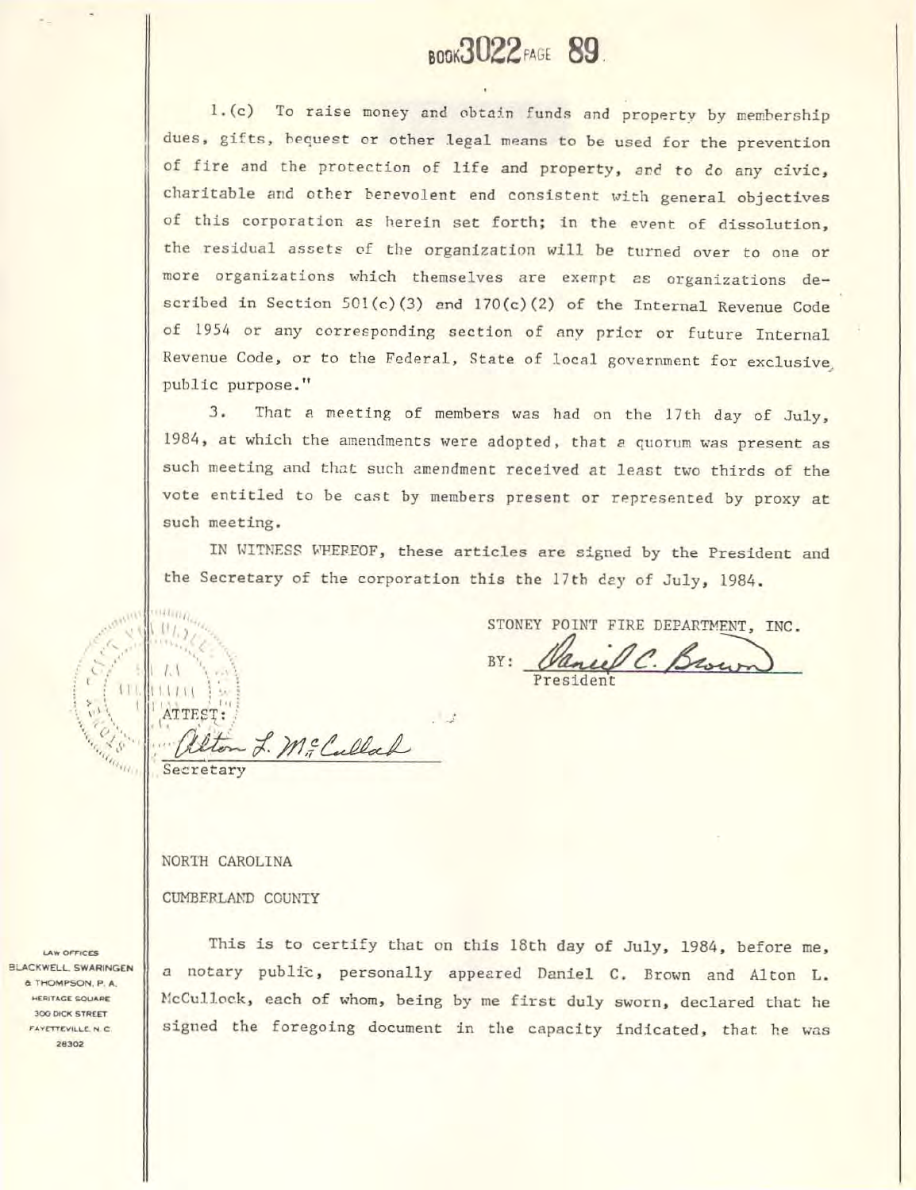BOOK 3022 PAGE 89

1.(c) To raise money and obtain funds and property by membership dues, gifts, bequest or other legal means to be used for the prevention of fire and the protection of life and property, and to do any civic, charitable and other benevolent end consistent with general objectives of this corporation as herein set forth; in the event of dissolution, the residual assets of the organization will be turned over to one or more organizations which themselves are exempt as organizations described in Section 501(c)(3) and 170(c)(2) of the Internal Revenue Code of 1954 or any corresponding section of any prior or future Internal Revenue Code, or to the Federal, State of local government for exclusive public purpose."

3. That a meeting of members was had on the 17th day of July, 1984, at which the amendments were adopted, that a quorum was present as such meeting and that such amendment received at least two thirds of the vote entitled to be cast by members present or represented by proxy at such meeting.

IN WITNESS WHEREOF, these articles are signed by the President and the Secretary of the corporation this the 17th day of July, 1984.

STONEY POINT FIRE DEPARTMENT, INC.

BY: Daniel C. Brown
President

ATTEST:

Alton L. McCulloch
Secretary

NORTH CAROLINA

CUMBERLAND COUNTY

LAW OFFICES
BLACKWELL, SWARINGEN & THOMPSON, P. A.
HERITAGE SQUARE
300 DICK STREET
FAYETTEVILLE, N. C.
28302

This is to certify that on this 18th day of July, 1984, before me, a notary public, personally appeared Daniel C. Brown and Alton L. McCullock, each of whom, being by me first duly sworn, declared that he signed the foregoing document in the capacity indicated, that he was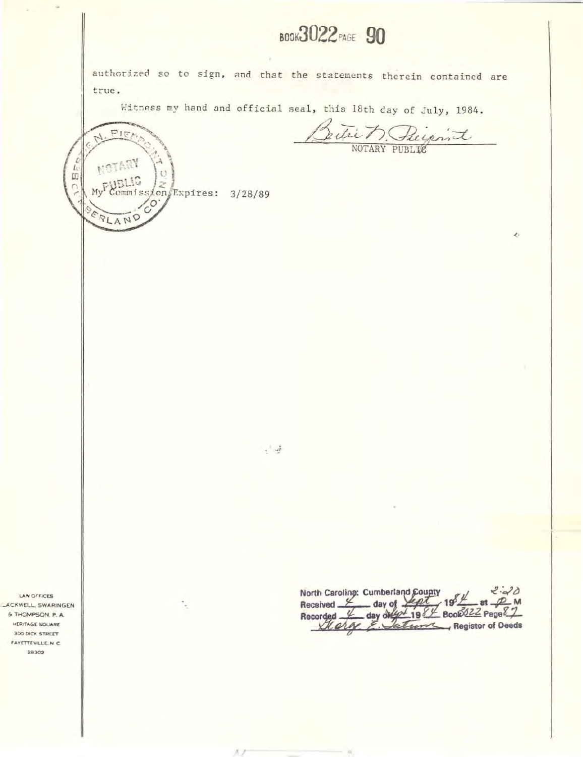BOOK 3022 PAGE 90

authorized so to sign, and that the statements therein contained are true.

Witness my hand and official seal, this 18th day of July, 1984.

Bertie N. Pierpoint
NOTARY PUBLIC

(SEAL: BERTIE N. PIERPONT NOTARY PUBLIC CUMBERLAND CO. N.C.)

My Commission Expires: 3/28/89

LAW OFFICES
BLACKWELL, SWARINGEN
& THOMPSON, P. A.
HERITAGE SQUARE
300 DICK STREET
FAYETTEVILLE, N. C.
28302

North Carolina: Cumberland County
Received 4 day of Sept 1984 at 2:20 P M
Recorded 4 day of Sept 1984 Book 3022 Page 87
George E. Tatum, Register of Deeds